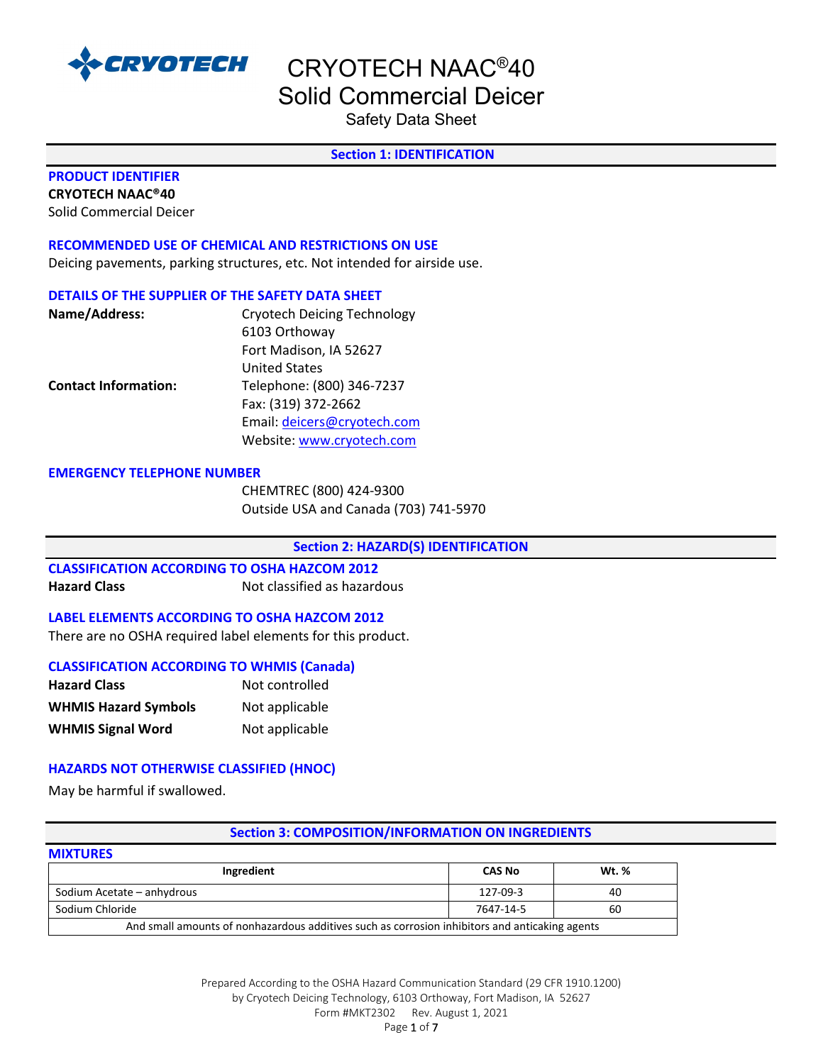# CRYOTECH NAAC®40
## Solid Commercial Deicer
Safety Data Sheet

## Section 1: IDENTIFICATION

### PRODUCT IDENTIFIER

**CRYOTECH NAAC®40**
Solid Commercial Deicer

### RECOMMENDED USE OF CHEMICAL AND RESTRICTIONS ON USE

Deicing pavements, parking structures, etc. Not intended for airside use.

### DETAILS OF THE SUPPLIER OF THE SAFETY DATA SHEET

**Name/Address:** Cryotech Deicing Technology
6103 Orthoway
Fort Madison, IA 52627
United States

**Contact Information:** Telephone: (800) 346-7237
Fax: (319) 372-2662
Email: deicers@cryotech.com
Website: www.cryotech.com

### EMERGENCY TELEPHONE NUMBER

CHEMTREC (800) 424-9300
Outside USA and Canada (703) 741-5970

## Section 2: HAZARD(S) IDENTIFICATION

### CLASSIFICATION ACCORDING TO OSHA HAZCOM 2012

**Hazard Class** Not classified as hazardous

### LABEL ELEMENTS ACCORDING TO OSHA HAZCOM 2012

There are no OSHA required label elements for this product.

### CLASSIFICATION ACCORDING TO WHMIS (Canada)

**Hazard Class** Not controlled

**WHMIS Hazard Symbols** Not applicable

**WHMIS Signal Word** Not applicable

### HAZARDS NOT OTHERWISE CLASSIFIED (HNOC)

May be harmful if swallowed.

## Section 3: COMPOSITION/INFORMATION ON INGREDIENTS

### MIXTURES

| Ingredient | CAS No | Wt. % |
|---|---|---|
| Sodium Acetate – anhydrous | 127-09-3 | 40 |
| Sodium Chloride | 7647-14-5 | 60 |
| And small amounts of nonhazardous additives such as corrosion inhibitors and anticaking agents | | |

Prepared According to the OSHA Hazard Communication Standard (29 CFR 1910.1200)
by Cryotech Deicing Technology, 6103 Orthoway, Fort Madison, IA 52627
Form #MKT2302 Rev. August 1, 2021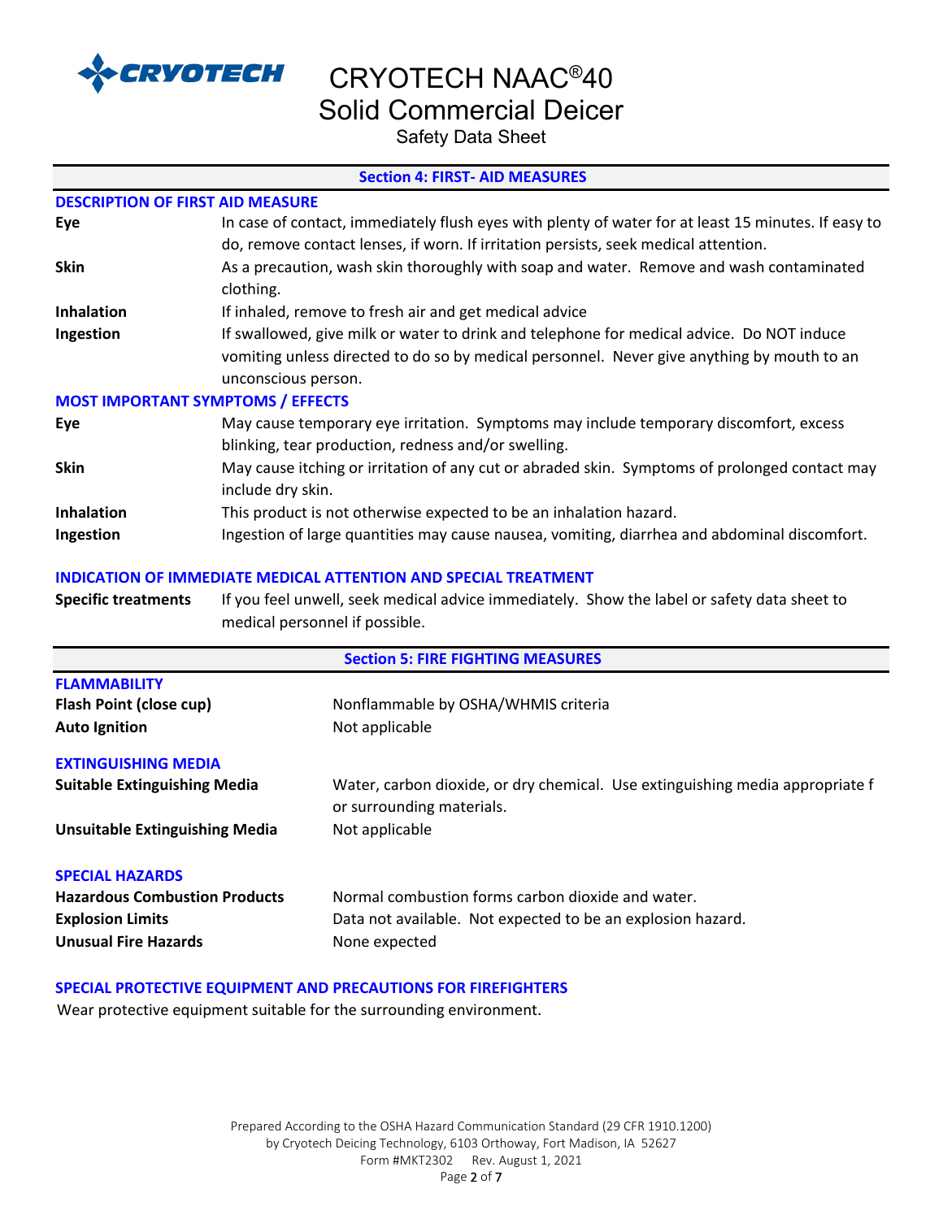## Section 4: FIRST- AID MEASURES

### DESCRIPTION OF FIRST AID MEASURE

| | |
|---|---|
| **Eye** | In case of contact, immediately flush eyes with plenty of water for at least 15 minutes. If easy to do, remove contact lenses, if worn. If irritation persists, seek medical attention. |
| **Skin** | As a precaution, wash skin thoroughly with soap and water. Remove and wash contaminated clothing. |
| **Inhalation** | If inhaled, remove to fresh air and get medical advice |
| **Ingestion** | If swallowed, give milk or water to drink and telephone for medical advice. Do NOT induce vomiting unless directed to do so by medical personnel. Never give anything by mouth to an unconscious person. |

### MOST IMPORTANT SYMPTOMS / EFFECTS

| | |
|---|---|
| **Eye** | May cause temporary eye irritation. Symptoms may include temporary discomfort, excess blinking, tear production, redness and/or swelling. |
| **Skin** | May cause itching or irritation of any cut or abraded skin. Symptoms of prolonged contact may include dry skin. |
| **Inhalation** | This product is not otherwise expected to be an inhalation hazard. |
| **Ingestion** | Ingestion of large quantities may cause nausea, vomiting, diarrhea and abdominal discomfort. |

### INDICATION OF IMMEDIATE MEDICAL ATTENTION AND SPECIAL TREATMENT

| | |
|---|---|
| **Specific treatments** | If you feel unwell, seek medical advice immediately. Show the label or safety data sheet to medical personnel if possible. |

## Section 5: FIRE FIGHTING MEASURES

### FLAMMABILITY

| | |
|---|---|
| **Flash Point (close cup)** | Nonflammable by OSHA/WHMIS criteria |
| **Auto Ignition** | Not applicable |

### EXTINGUISHING MEDIA

| | |
|---|---|
| **Suitable Extinguishing Media** | Water, carbon dioxide, or dry chemical. Use extinguishing media appropriate f or surrounding materials. |
| **Unsuitable Extinguishing Media** | Not applicable |

### SPECIAL HAZARDS

| | |
|---|---|
| **Hazardous Combustion Products** | Normal combustion forms carbon dioxide and water. |
| **Explosion Limits** | Data not available. Not expected to be an explosion hazard. |
| **Unusual Fire Hazards** | None expected |

### SPECIAL PROTECTIVE EQUIPMENT AND PRECAUTIONS FOR FIREFIGHTERS

Wear protective equipment suitable for the surrounding environment.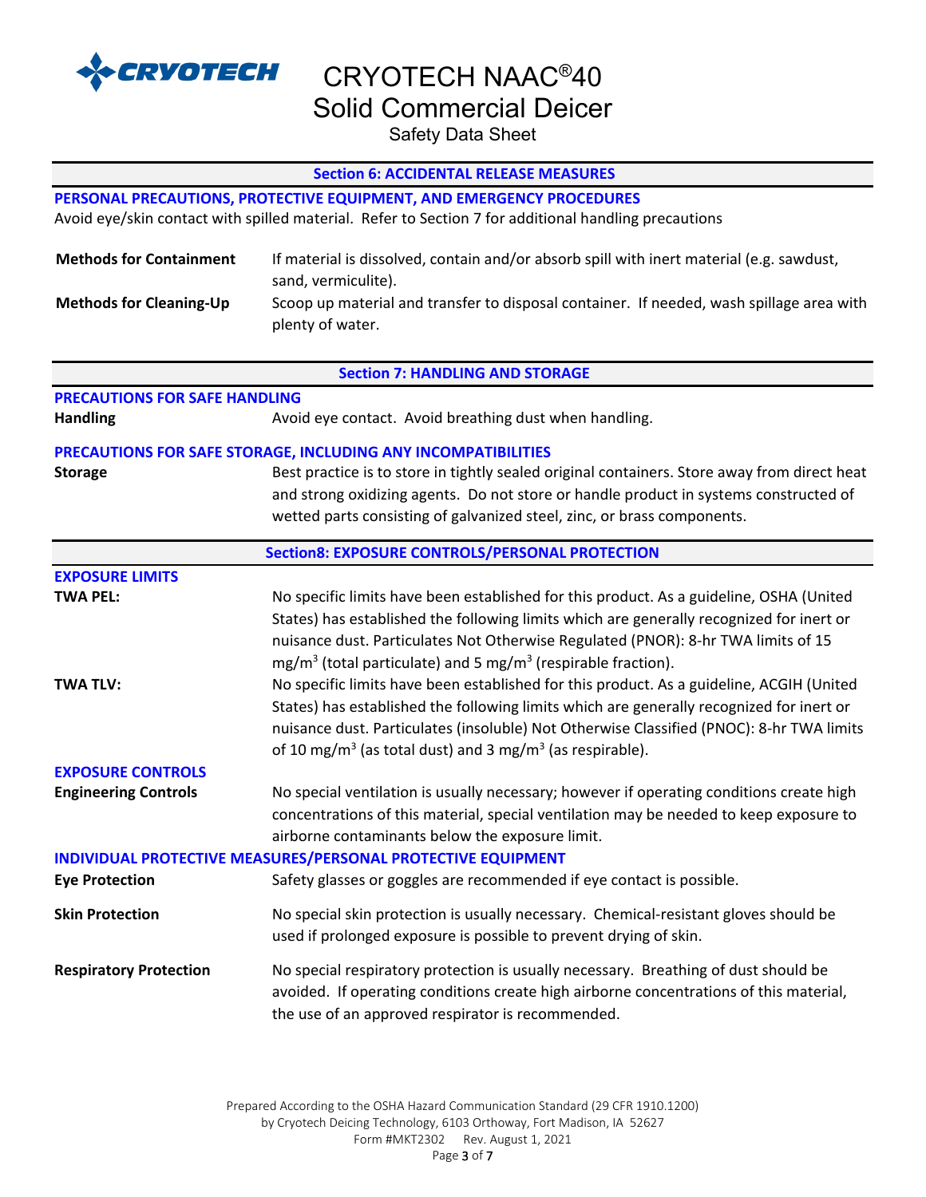## Section 6: ACCIDENTAL RELEASE MEASURES

### PERSONAL PRECAUTIONS, PROTECTIVE EQUIPMENT, AND EMERGENCY PROCEDURES

Avoid eye/skin contact with spilled material. Refer to Section 7 for additional handling precautions

**Methods for Containment** If material is dissolved, contain and/or absorb spill with inert material (e.g. sawdust, sand, vermiculite).

**Methods for Cleaning-Up** Scoop up material and transfer to disposal container. If needed, wash spillage area with plenty of water.

## Section 7: HANDLING AND STORAGE

### PRECAUTIONS FOR SAFE HANDLING

**Handling** Avoid eye contact. Avoid breathing dust when handling.

### PRECAUTIONS FOR SAFE STORAGE, INCLUDING ANY INCOMPATIBILITIES

**Storage** Best practice is to store in tightly sealed original containers. Store away from direct heat and strong oxidizing agents. Do not store or handle product in systems constructed of wetted parts consisting of galvanized steel, zinc, or brass components.

## Section8: EXPOSURE CONTROLS/PERSONAL PROTECTION

### EXPOSURE LIMITS

**TWA PEL:** No specific limits have been established for this product. As a guideline, OSHA (United States) has established the following limits which are generally recognized for inert or nuisance dust. Particulates Not Otherwise Regulated (PNOR): 8-hr TWA limits of 15 $mg/m^3$ (total particulate) and 5 $mg/m^3$ (respirable fraction).

**TWA TLV:** No specific limits have been established for this product. As a guideline, ACGIH (United States) has established the following limits which are generally recognized for inert or nuisance dust. Particulates (insoluble) Not Otherwise Classified (PNOC): 8-hr TWA limits of 10 $mg/m^3$ (as total dust) and 3 $mg/m^3$ (as respirable).

### EXPOSURE CONTROLS

**Engineering Controls** No special ventilation is usually necessary; however if operating conditions create high concentrations of this material, special ventilation may be needed to keep exposure to airborne contaminants below the exposure limit.

### INDIVIDUAL PROTECTIVE MEASURES/PERSONAL PROTECTIVE EQUIPMENT

**Eye Protection** Safety glasses or goggles are recommended if eye contact is possible.

**Skin Protection** No special skin protection is usually necessary. Chemical-resistant gloves should be used if prolonged exposure is possible to prevent drying of skin.

**Respiratory Protection** No special respiratory protection is usually necessary. Breathing of dust should be avoided. If operating conditions create high airborne concentrations of this material, the use of an approved respirator is recommended.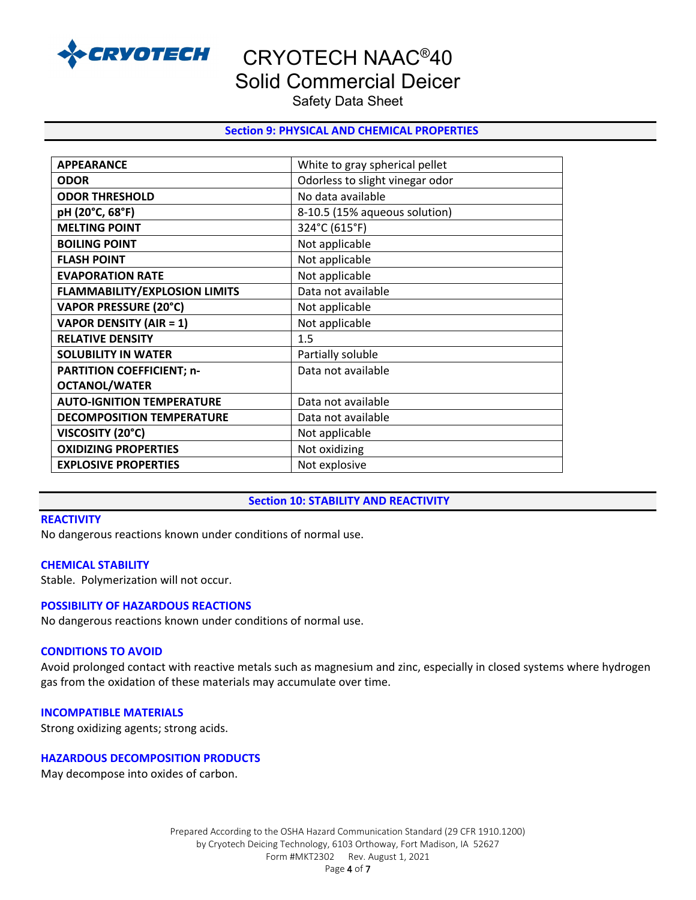## Section 9: PHYSICAL AND CHEMICAL PROPERTIES

| | |
|---|---|
| **APPEARANCE** | White to gray spherical pellet |
| **ODOR** | Odorless to slight vinegar odor |
| **ODOR THRESHOLD** | No data available |
| **pH (20°C, 68°F)** | 8-10.5 (15% aqueous solution) |
| **MELTING POINT** | 324°C (615°F) |
| **BOILING POINT** | Not applicable |
| **FLASH POINT** | Not applicable |
| **EVAPORATION RATE** | Not applicable |
| **FLAMMABILITY/EXPLOSION LIMITS** | Data not available |
| **VAPOR PRESSURE (20°C)** | Not applicable |
| **VAPOR DENSITY (AIR = 1)** | Not applicable |
| **RELATIVE DENSITY** | 1.5 |
| **SOLUBILITY IN WATER** | Partially soluble |
| **PARTITION COEFFICIENT; n-OCTANOL/WATER** | Data not available |
| **AUTO-IGNITION TEMPERATURE** | Data not available |
| **DECOMPOSITION TEMPERATURE** | Data not available |
| **VISCOSITY (20°C)** | Not applicable |
| **OXIDIZING PROPERTIES** | Not oxidizing |
| **EXPLOSIVE PROPERTIES** | Not explosive |

## Section 10: STABILITY AND REACTIVITY

### REACTIVITY
No dangerous reactions known under conditions of normal use.

### CHEMICAL STABILITY
Stable. Polymerization will not occur.

### POSSIBILITY OF HAZARDOUS REACTIONS
No dangerous reactions known under conditions of normal use.

### CONDITIONS TO AVOID
Avoid prolonged contact with reactive metals such as magnesium and zinc, especially in closed systems where hydrogen gas from the oxidation of these materials may accumulate over time.

### INCOMPATIBLE MATERIALS
Strong oxidizing agents; strong acids.

### HAZARDOUS DECOMPOSITION PRODUCTS
May decompose into oxides of carbon.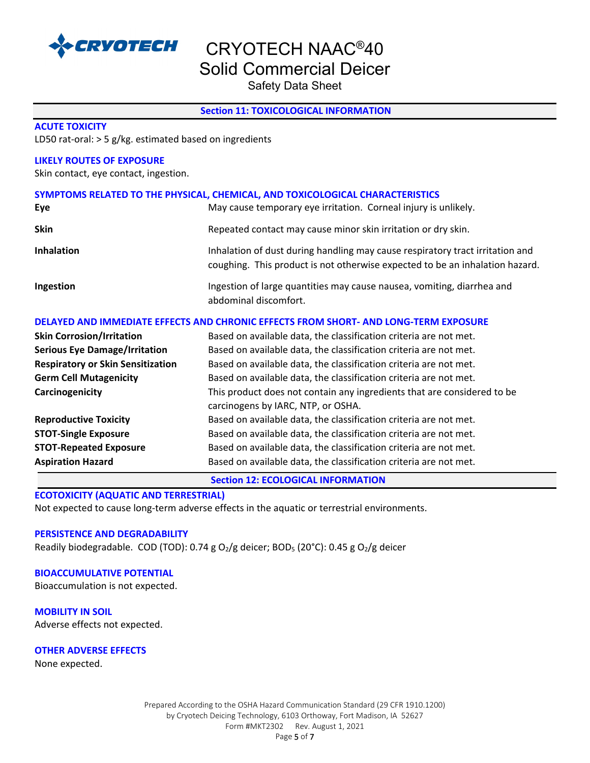## Section 11: TOXICOLOGICAL INFORMATION

### ACUTE TOXICITY

LD50 rat-oral: > 5 g/kg. estimated based on ingredients

### LIKELY ROUTES OF EXPOSURE

Skin contact, eye contact, ingestion.

### SYMPTOMS RELATED TO THE PHYSICAL, CHEMICAL, AND TOXICOLOGICAL CHARACTERISTICS

| | |
|---|---|
| **Eye** | May cause temporary eye irritation. Corneal injury is unlikely. |
| **Skin** | Repeated contact may cause minor skin irritation or dry skin. |
| **Inhalation** | Inhalation of dust during handling may cause respiratory tract irritation and coughing. This product is not otherwise expected to be an inhalation hazard. |
| **Ingestion** | Ingestion of large quantities may cause nausea, vomiting, diarrhea and abdominal discomfort. |

### DELAYED AND IMMEDIATE EFFECTS AND CHRONIC EFFECTS FROM SHORT- AND LONG-TERM EXPOSURE

| | |
|---|---|
| **Skin Corrosion/Irritation** | Based on available data, the classification criteria are not met. |
| **Serious Eye Damage/Irritation** | Based on available data, the classification criteria are not met. |
| **Respiratory or Skin Sensitization** | Based on available data, the classification criteria are not met. |
| **Germ Cell Mutagenicity** | Based on available data, the classification criteria are not met. |
| **Carcinogenicity** | This product does not contain any ingredients that are considered to be carcinogens by IARC, NTP, or OSHA. |
| **Reproductive Toxicity** | Based on available data, the classification criteria are not met. |
| **STOT-Single Exposure** | Based on available data, the classification criteria are not met. |
| **STOT-Repeated Exposure** | Based on available data, the classification criteria are not met. |
| **Aspiration Hazard** | Based on available data, the classification criteria are not met. |

## Section 12: ECOLOGICAL INFORMATION

### ECOTOXICITY (AQUATIC AND TERRESTRIAL)

Not expected to cause long-term adverse effects in the aquatic or terrestrial environments.

### PERSISTENCE AND DEGRADABILITY

Readily biodegradable. COD (TOD): 0.74 g $O_2$/g deicer; $BOD_5$ (20°C): 0.45 g $O_2$/g deicer

### BIOACCUMULATIVE POTENTIAL

Bioaccumulation is not expected.

### MOBILITY IN SOIL

Adverse effects not expected.

### OTHER ADVERSE EFFECTS

None expected.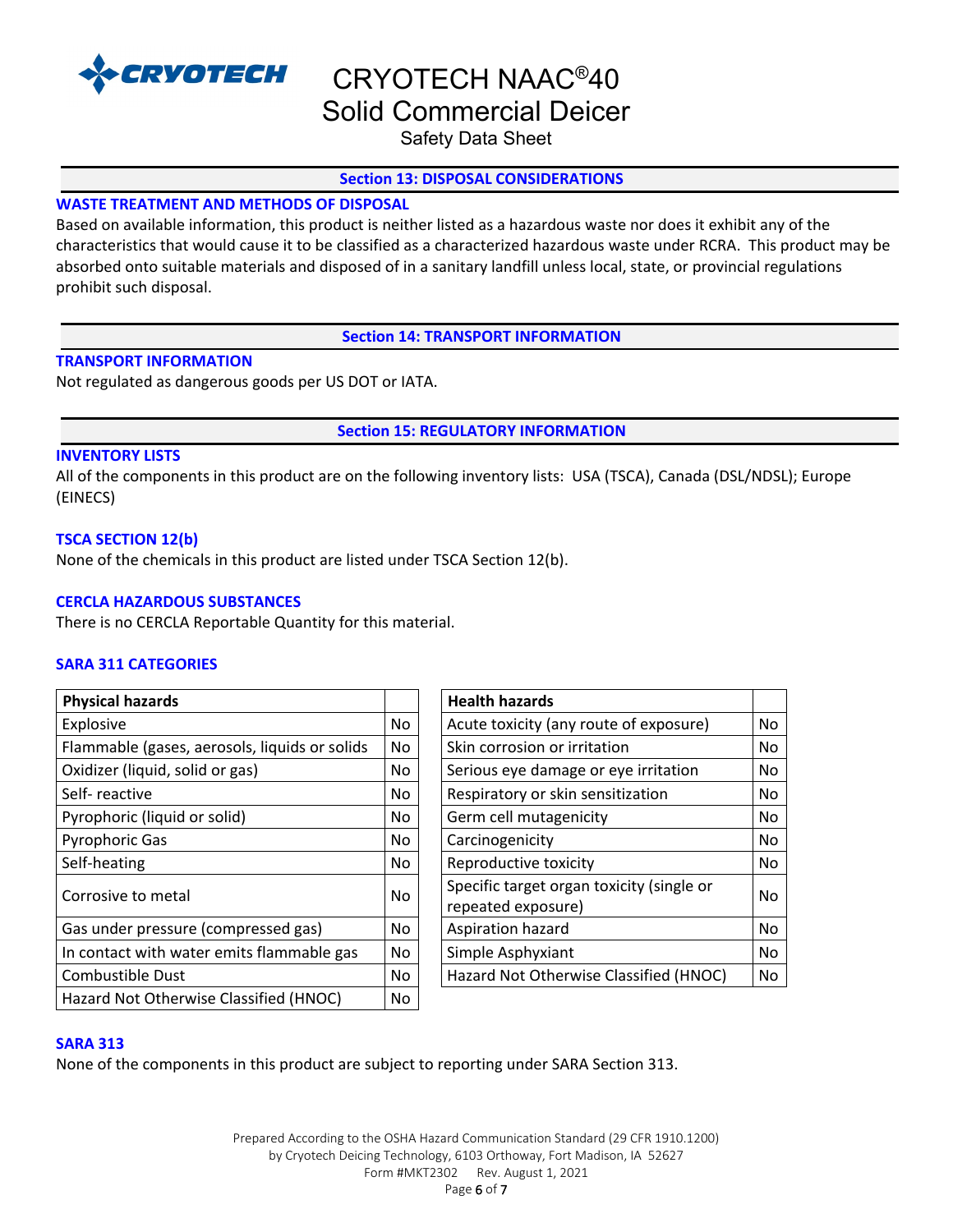## Section 13: DISPOSAL CONSIDERATIONS

### WASTE TREATMENT AND METHODS OF DISPOSAL

Based on available information, this product is neither listed as a hazardous waste nor does it exhibit any of the characteristics that would cause it to be classified as a characterized hazardous waste under RCRA. This product may be absorbed onto suitable materials and disposed of in a sanitary landfill unless local, state, or provincial regulations prohibit such disposal.

## Section 14: TRANSPORT INFORMATION

### TRANSPORT INFORMATION

Not regulated as dangerous goods per US DOT or IATA.

## Section 15: REGULATORY INFORMATION

### INVENTORY LISTS

All of the components in this product are on the following inventory lists: USA (TSCA), Canada (DSL/NDSL); Europe (EINECS)

### TSCA SECTION 12(b)

None of the chemicals in this product are listed under TSCA Section 12(b).

### CERCLA HAZARDOUS SUBSTANCES

There is no CERCLA Reportable Quantity for this material.

### SARA 311 CATEGORIES

| **Physical hazards** | |
|---|---|
| Explosive | No |
| Flammable (gases, aerosols, liquids or solids | No |
| Oxidizer (liquid, solid or gas) | No |
| Self- reactive | No |
| Pyrophoric (liquid or solid) | No |
| Pyrophoric Gas | No |
| Self-heating | No |
| Corrosive to metal | No |
| Gas under pressure (compressed gas) | No |
| In contact with water emits flammable gas | No |
| Combustible Dust | No |
| Hazard Not Otherwise Classified (HNOC) | No |

| **Health hazards** | |
|---|---|
| Acute toxicity (any route of exposure) | No |
| Skin corrosion or irritation | No |
| Serious eye damage or eye irritation | No |
| Respiratory or skin sensitization | No |
| Germ cell mutagenicity | No |
| Carcinogenicity | No |
| Reproductive toxicity | No |
| Specific target organ toxicity (single or repeated exposure) | No |
| Aspiration hazard | No |
| Simple Asphyxiant | No |
| Hazard Not Otherwise Classified (HNOC) | No |

### SARA 313

None of the components in this product are subject to reporting under SARA Section 313.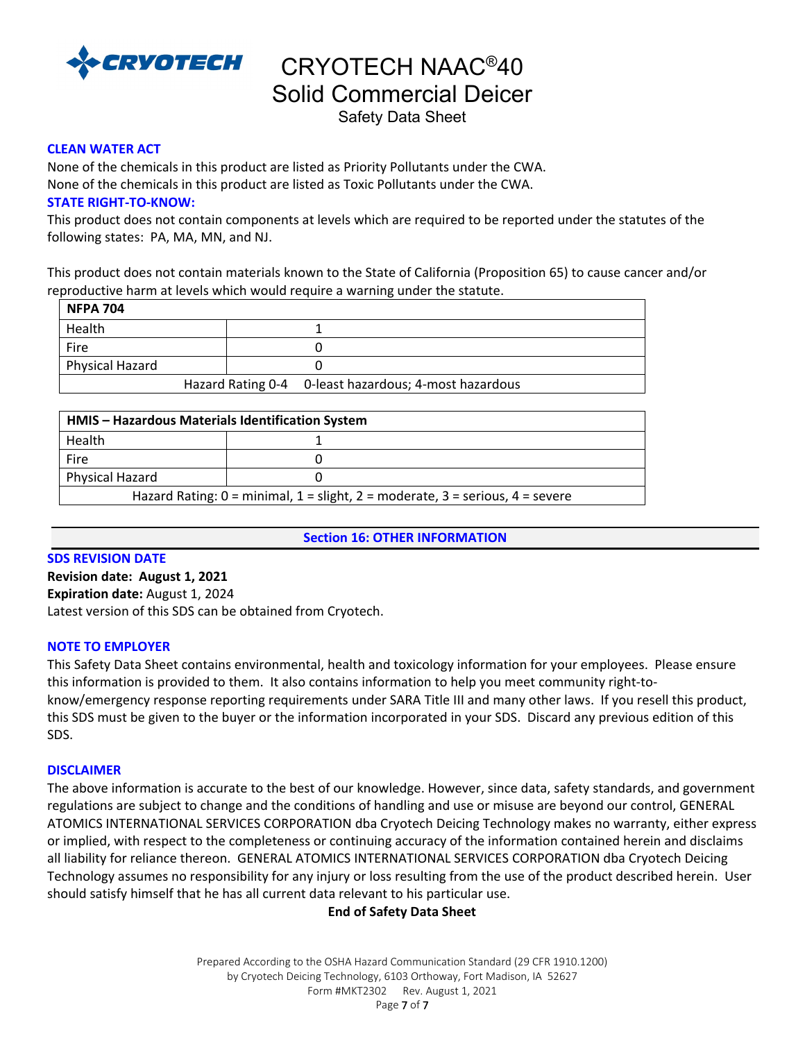### CLEAN WATER ACT

None of the chemicals in this product are listed as Priority Pollutants under the CWA.
None of the chemicals in this product are listed as Toxic Pollutants under the CWA.

### STATE RIGHT-TO-KNOW:

This product does not contain components at levels which are required to be reported under the statutes of the following states: PA, MA, MN, and NJ.

This product does not contain materials known to the State of California (Proposition 65) to cause cancer and/or reproductive harm at levels which would require a warning under the statute.

| NFPA 704 | |
|---|---|
| Health | 1 |
| Fire | 0 |
| Physical Hazard | 0 |
| Hazard Rating 0-4 | 0-least hazardous; 4-most hazardous |

| HMIS – Hazardous Materials Identification System | |
|---|---|
| Health | 1 |
| Fire | 0 |
| Physical Hazard | 0 |
| Hazard Rating: 0 = minimal, 1 = slight, 2 = moderate, 3 = serious, 4 = severe | |

## Section 16: OTHER INFORMATION

### SDS REVISION DATE

**Revision date: August 1, 2021**
**Expiration date:** August 1, 2024
Latest version of this SDS can be obtained from Cryotech.

### NOTE TO EMPLOYER

This Safety Data Sheet contains environmental, health and toxicology information for your employees. Please ensure this information is provided to them. It also contains information to help you meet community right-to-know/emergency response reporting requirements under SARA Title III and many other laws. If you resell this product, this SDS must be given to the buyer or the information incorporated in your SDS. Discard any previous edition of this SDS.

### DISCLAIMER

The above information is accurate to the best of our knowledge. However, since data, safety standards, and government regulations are subject to change and the conditions of handling and use or misuse are beyond our control, GENERAL ATOMICS INTERNATIONAL SERVICES CORPORATION dba Cryotech Deicing Technology makes no warranty, either express or implied, with respect to the completeness or continuing accuracy of the information contained herein and disclaims all liability for reliance thereon. GENERAL ATOMICS INTERNATIONAL SERVICES CORPORATION dba Cryotech Deicing Technology assumes no responsibility for any injury or loss resulting from the use of the product described herein. User should satisfy himself that he has all current data relevant to his particular use.

**End of Safety Data Sheet**